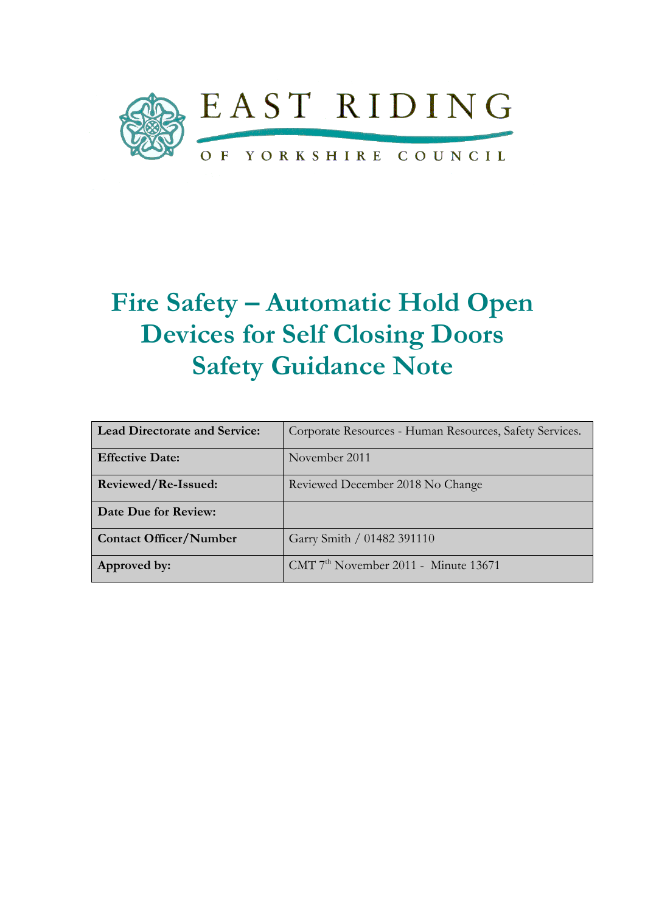EAST RIDING

OF YORKSHIRE COUNCIL

# Fire Safety – Automatic Hold Open Devices for Self Closing Doors Safety Guidance Note

| **Lead Directorate and Service:** | Corporate Resources - Human Resources, Safety Services. |
|---|---|
| **Effective Date:** | November 2011 |
| **Reviewed/Re-Issued:** | Reviewed December 2018 No Change |
| **Date Due for Review:** | |
| **Contact Officer/Number** | Garry Smith / 01482 391110 |
| **Approved by:** | CMT 7th November 2011 - Minute 13671 |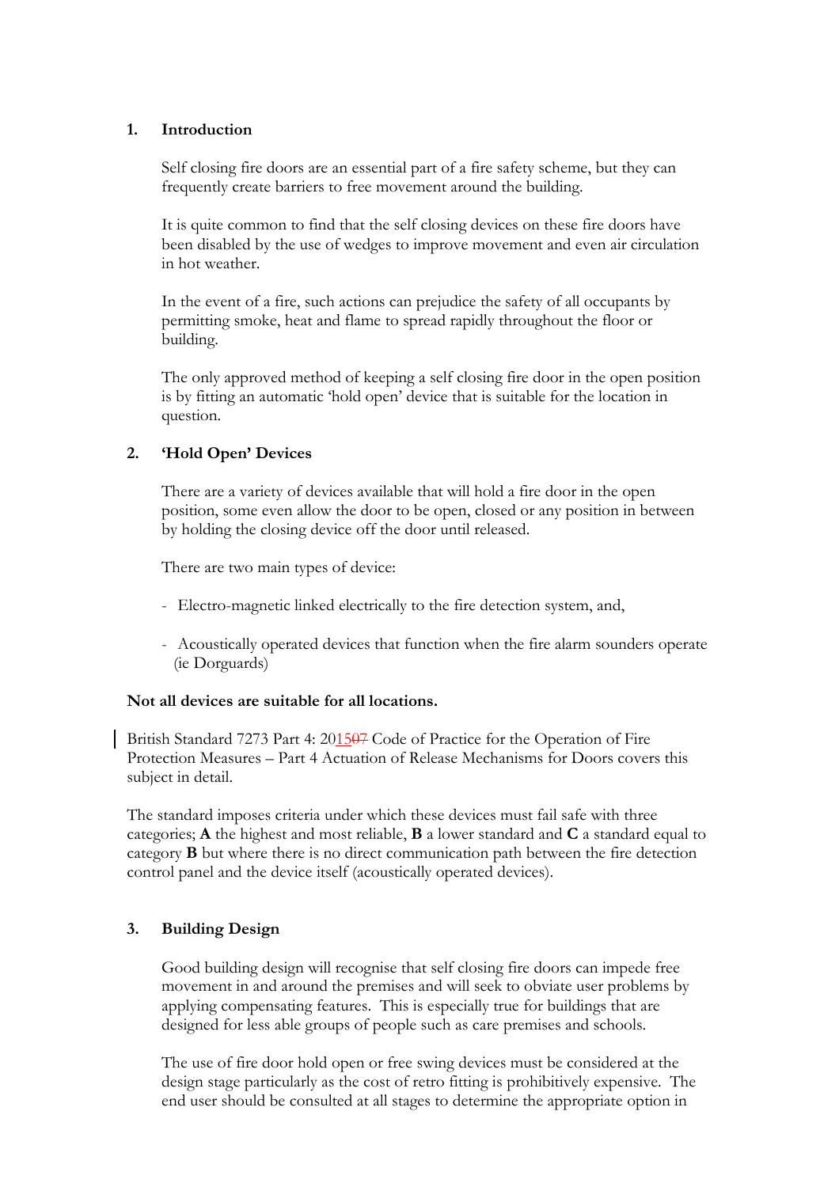## 1. Introduction

Self closing fire doors are an essential part of a fire safety scheme, but they can frequently create barriers to free movement around the building.

It is quite common to find that the self closing devices on these fire doors have been disabled by the use of wedges to improve movement and even air circulation in hot weather.

In the event of a fire, such actions can prejudice the safety of all occupants by permitting smoke, heat and flame to spread rapidly throughout the floor or building.

The only approved method of keeping a self closing fire door in the open position is by fitting an automatic 'hold open' device that is suitable for the location in question.

## 2. 'Hold Open' Devices

There are a variety of devices available that will hold a fire door in the open position, some even allow the door to be open, closed or any position in between by holding the closing device off the door until released.

There are two main types of device:

- Electro-magnetic linked electrically to the fire detection system, and,

- Acoustically operated devices that function when the fire alarm sounders operate (ie Dorguards)

**Not all devices are suitable for all locations.**

British Standard 7273 Part 4: 201507 Code of Practice for the Operation of Fire Protection Measures – Part 4 Actuation of Release Mechanisms for Doors covers this subject in detail.

The standard imposes criteria under which these devices must fail safe with three categories; **A** the highest and most reliable, **B** a lower standard and **C** a standard equal to category **B** but where there is no direct communication path between the fire detection control panel and the device itself (acoustically operated devices).

## 3. Building Design

Good building design will recognise that self closing fire doors can impede free movement in and around the premises and will seek to obviate user problems by applying compensating features. This is especially true for buildings that are designed for less able groups of people such as care premises and schools.

The use of fire door hold open or free swing devices must be considered at the design stage particularly as the cost of retro fitting is prohibitively expensive. The end user should be consulted at all stages to determine the appropriate option in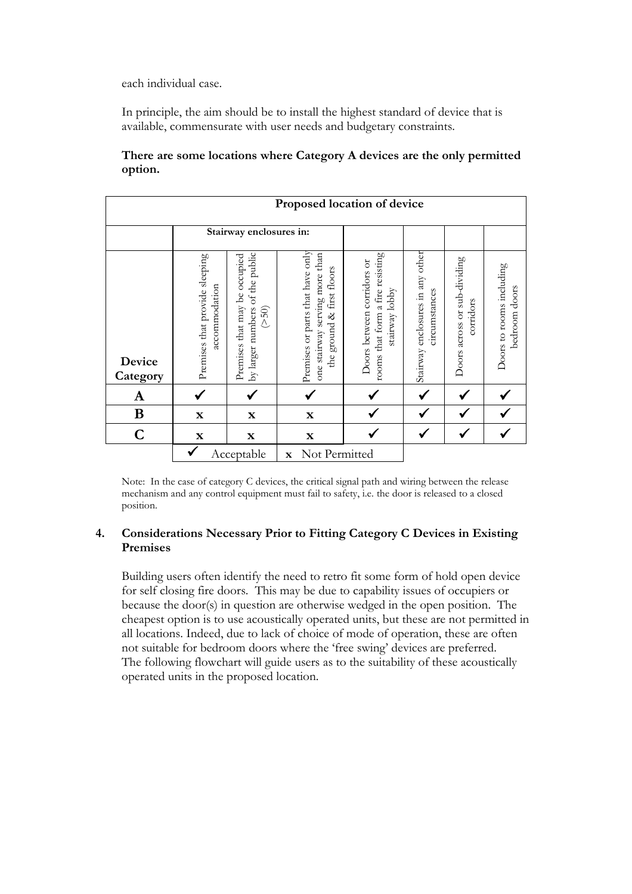each individual case.

In principle, the aim should be to install the highest standard of device that is available, commensurate with user needs and budgetary constraints.

**There are some locations where Category A devices are the only permitted option.**

| | Proposed location of device | | | | | | |
|---|---|---|---|---|---|---|---|
| | Stairway enclosures in: | | | | | | |
| Device Category | Premises that provide sleeping accommodation | Premises that may be occupied by larger numbers of the public (>50) | Premises or parts that have only one stairway serving more than the ground & first floors | Doors between corridors or rooms that form a fire resisting stairway lobby | Stairway enclosures in any other circumstances | Doors across or sub-dividing corridors | Doors to rooms including bedroom doors |
| **A** | ✓ | ✓ | ✓ | ✓ | ✓ | ✓ | ✓ |
| **B** | x | x | x | ✓ | ✓ | ✓ | ✓ |
| **C** | x | x | x | ✓ | ✓ | ✓ | ✓ |

✓ Acceptable  x Not Permitted

Note: In the case of category C devices, the critical signal path and wiring between the release mechanism and any control equipment must fail to safety, i.e. the door is released to a closed position.

## 4. Considerations Necessary Prior to Fitting Category C Devices in Existing Premises

Building users often identify the need to retro fit some form of hold open device for self closing fire doors. This may be due to capability issues of occupiers or because the door(s) in question are otherwise wedged in the open position. The cheapest option is to use acoustically operated units, but these are not permitted in all locations. Indeed, due to lack of choice of mode of operation, these are often not suitable for bedroom doors where the 'free swing' devices are preferred. The following flowchart will guide users as to the suitability of these acoustically operated units in the proposed location.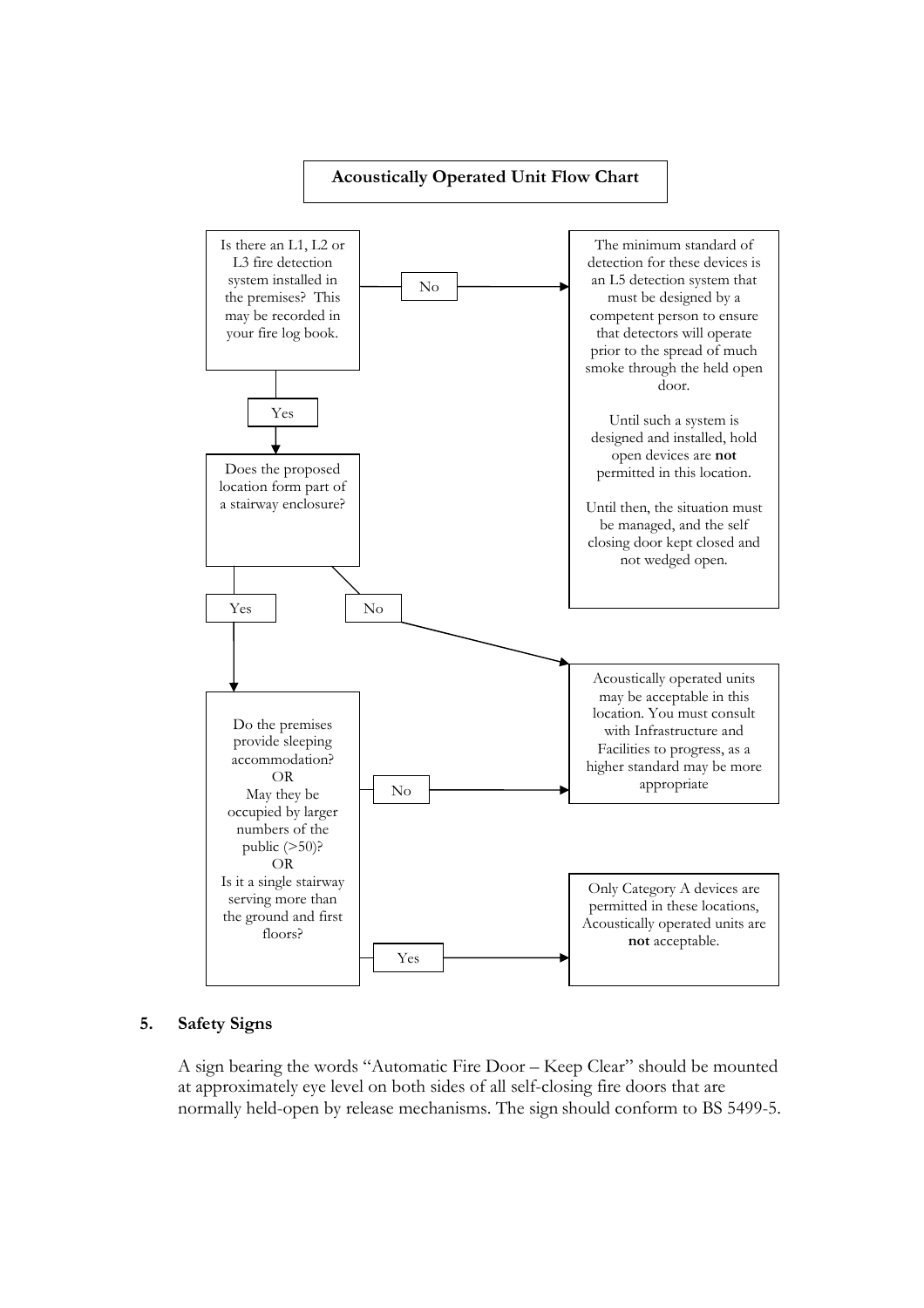**Acoustically Operated Unit Flow Chart**

Is there an L1, L2 or L3 fire detection system installed in the premises? This may be recorded in your fire log book.

- **No** → The minimum standard of detection for these devices is an L5 detection system that must be designed by a competent person to ensure that detectors will operate prior to the spread of much smoke through the held open door.

  Until such a system is designed and installed, hold open devices are **not** permitted in this location.

  Until then, the situation must be managed, and the self closing door kept closed and not wedged open.

- **Yes** → Does the proposed location form part of a stairway enclosure?
  - **No** → Acoustically operated units may be acceptable in this location. You must consult with Infrastructure and Facilities to progress, as a higher standard may be more appropriate
  - **Yes** → Do the premises provide sleeping accommodation? OR May they be occupied by larger numbers of the public (>50)? OR Is it a single stairway serving more than the ground and first floors?
    - **No** → Acoustically operated units may be acceptable in this location. You must consult with Infrastructure and Facilities to progress, as a higher standard may be more appropriate
    - **Yes** → Only Category A devices are permitted in these locations, Acoustically operated units are **not** acceptable.

## 5. Safety Signs

A sign bearing the words "Automatic Fire Door – Keep Clear" should be mounted at approximately eye level on both sides of all self-closing fire doors that are normally held-open by release mechanisms. The sign should conform to BS 5499-5.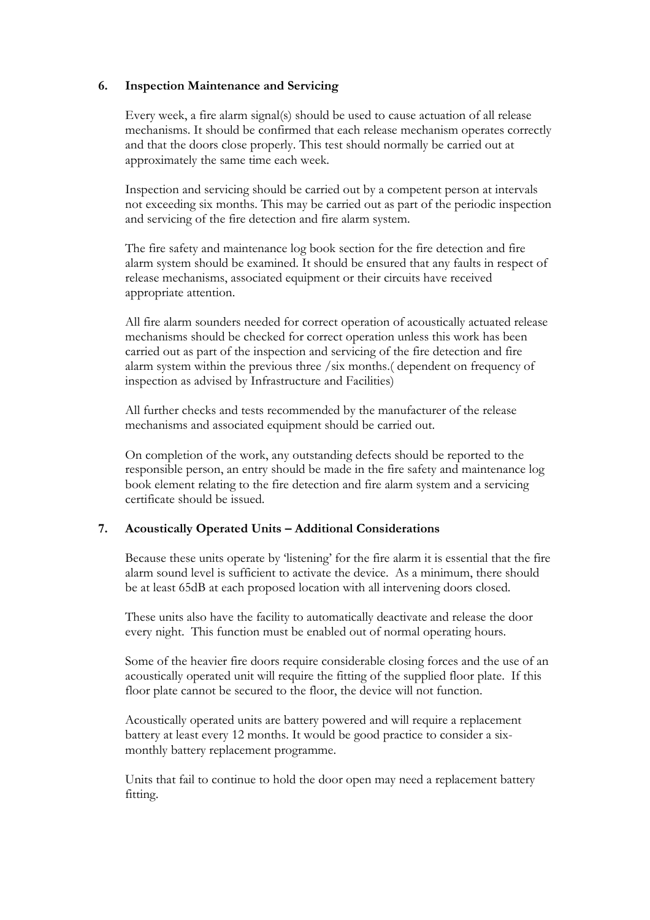## 6. Inspection Maintenance and Servicing

Every week, a fire alarm signal(s) should be used to cause actuation of all release mechanisms. It should be confirmed that each release mechanism operates correctly and that the doors close properly. This test should normally be carried out at approximately the same time each week.

Inspection and servicing should be carried out by a competent person at intervals not exceeding six months. This may be carried out as part of the periodic inspection and servicing of the fire detection and fire alarm system.

The fire safety and maintenance log book section for the fire detection and fire alarm system should be examined. It should be ensured that any faults in respect of release mechanisms, associated equipment or their circuits have received appropriate attention.

All fire alarm sounders needed for correct operation of acoustically actuated release mechanisms should be checked for correct operation unless this work has been carried out as part of the inspection and servicing of the fire detection and fire alarm system within the previous three /six months.( dependent on frequency of inspection as advised by Infrastructure and Facilities)

All further checks and tests recommended by the manufacturer of the release mechanisms and associated equipment should be carried out.

On completion of the work, any outstanding defects should be reported to the responsible person, an entry should be made in the fire safety and maintenance log book element relating to the fire detection and fire alarm system and a servicing certificate should be issued.

## 7. Acoustically Operated Units – Additional Considerations

Because these units operate by 'listening' for the fire alarm it is essential that the fire alarm sound level is sufficient to activate the device. As a minimum, there should be at least 65dB at each proposed location with all intervening doors closed.

These units also have the facility to automatically deactivate and release the door every night. This function must be enabled out of normal operating hours.

Some of the heavier fire doors require considerable closing forces and the use of an acoustically operated unit will require the fitting of the supplied floor plate. If this floor plate cannot be secured to the floor, the device will not function.

Acoustically operated units are battery powered and will require a replacement battery at least every 12 months. It would be good practice to consider a six-monthly battery replacement programme.

Units that fail to continue to hold the door open may need a replacement battery fitting.